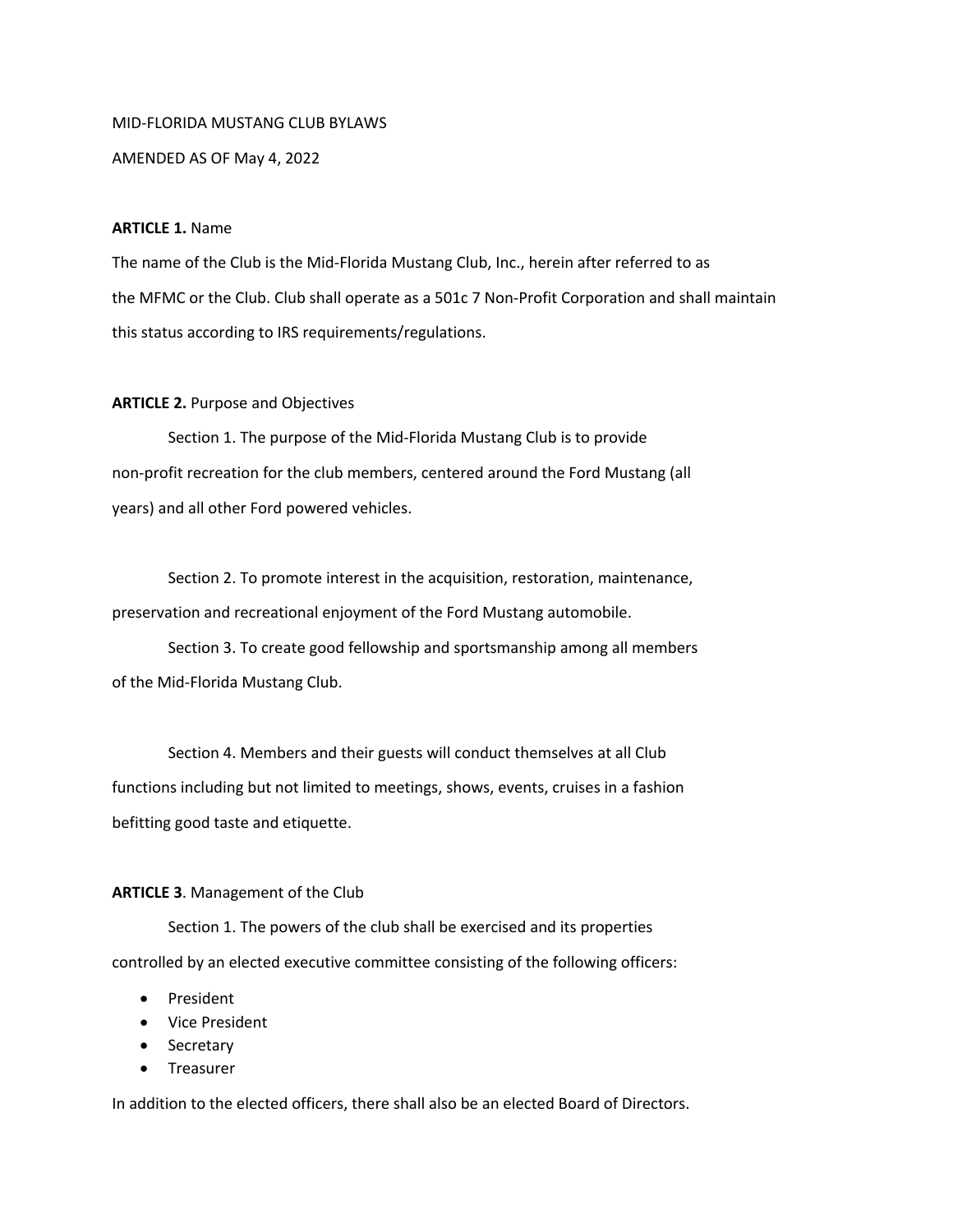MID-FLORIDA MUSTANG CLUB BYLAWS

AMENDED AS OF May 4, 2022

**ARTICLE 1.** Name

The name of the Club is the Mid-Florida Mustang Club, Inc., herein after referred to as the MFMC or the Club. Club shall operate as a 501c 7 Non-Profit Corporation and shall maintain this status according to IRS requirements/regulations.

**ARTICLE 2.** Purpose and Objectives

Section 1. The purpose of the Mid-Florida Mustang Club is to provide non-profit recreation for the club members, centered around the Ford Mustang (all years) and all other Ford powered vehicles.

Section 2. To promote interest in the acquisition, restoration, maintenance, preservation and recreational enjoyment of the Ford Mustang automobile.

Section 3. To create good fellowship and sportsmanship among all members of the Mid-Florida Mustang Club.

Section 4. Members and their guests will conduct themselves at all Club functions including but not limited to meetings, shows, events, cruises in a fashion befitting good taste and etiquette.

**ARTICLE 3**. Management of the Club

Section 1. The powers of the club shall be exercised and its properties controlled by an elected executive committee consisting of the following officers:

- President
- Vice President
- Secretary
- Treasurer

In addition to the elected officers, there shall also be an elected Board of Directors.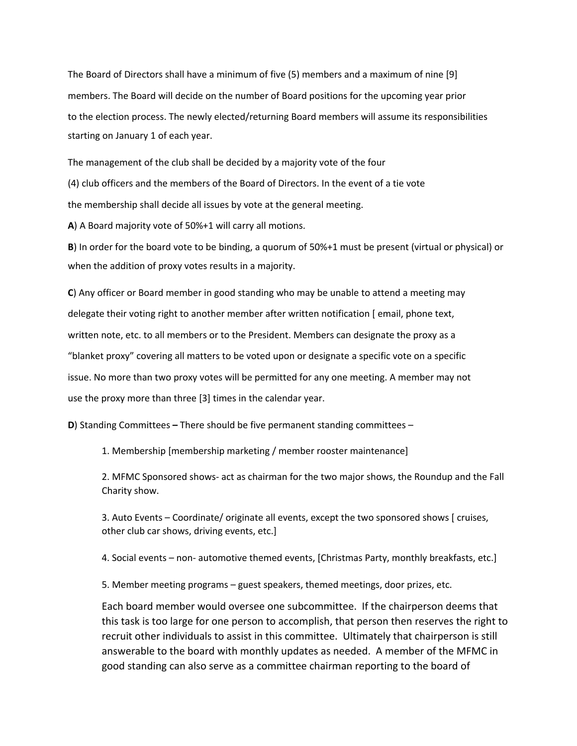The Board of Directors shall have a minimum of five (5) members and a maximum of nine [9] members. The Board will decide on the number of Board positions for the upcoming year prior to the election process. The newly elected/returning Board members will assume its responsibilities starting on January 1 of each year.

The management of the club shall be decided by a majority vote of the four (4) club officers and the members of the Board of Directors. In the event of a tie vote the membership shall decide all issues by vote at the general meeting.

**A**) A Board majority vote of 50%+1 will carry all motions.

**B**) In order for the board vote to be binding, a quorum of 50%+1 must be present (virtual or physical) or when the addition of proxy votes results in a majority.

**C**) Any officer or Board member in good standing who may be unable to attend a meeting may delegate their voting right to another member after written notification [ email, phone text, written note, etc. to all members or to the President. Members can designate the proxy as a "blanket proxy" covering all matters to be voted upon or designate a specific vote on a specific issue. No more than two proxy votes will be permitted for any one meeting. A member may not use the proxy more than three [3] times in the calendar year.

**D**) Standing Committees **–** There should be five permanent standing committees –

1. Membership [membership marketing / member rooster maintenance]
2. MFMC Sponsored shows- act as chairman for the two major shows, the Roundup and the Fall Charity show.
3. Auto Events – Coordinate/ originate all events, except the two sponsored shows [ cruises, other club car shows, driving events, etc.]
4. Social events – non- automotive themed events, [Christmas Party, monthly breakfasts, etc.]
5. Member meeting programs – guest speakers, themed meetings, door prizes, etc.

Each board member would oversee one subcommittee. If the chairperson deems that this task is too large for one person to accomplish, that person then reserves the right to recruit other individuals to assist in this committee. Ultimately that chairperson is still answerable to the board with monthly updates as needed. A member of the MFMC in good standing can also serve as a committee chairman reporting to the board of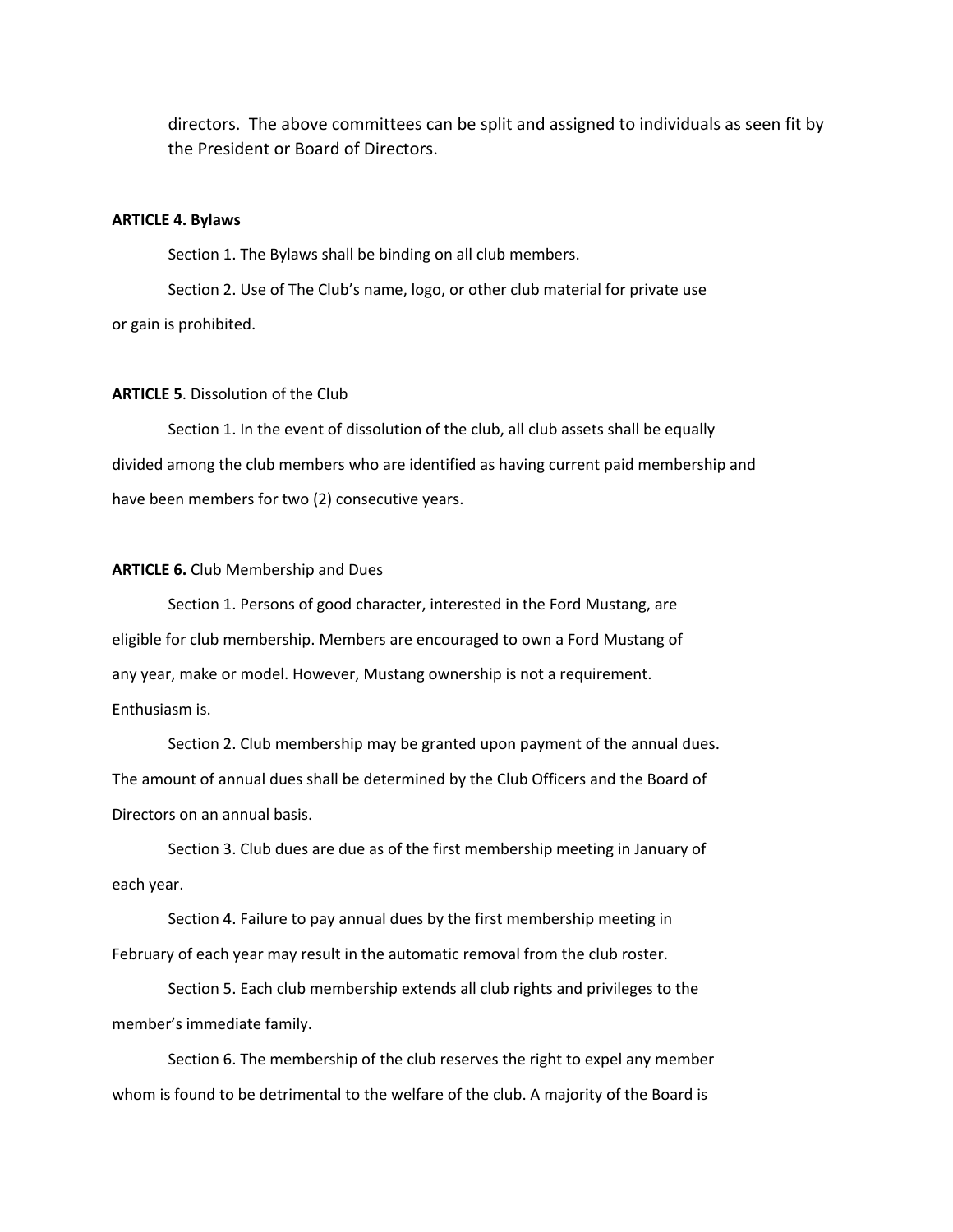directors. The above committees can be split and assigned to individuals as seen fit by the President or Board of Directors.

**ARTICLE 4. Bylaws**

Section 1. The Bylaws shall be binding on all club members.

Section 2. Use of The Club's name, logo, or other club material for private use or gain is prohibited.

**ARTICLE 5**. Dissolution of the Club

Section 1. In the event of dissolution of the club, all club assets shall be equally divided among the club members who are identified as having current paid membership and have been members for two (2) consecutive years.

**ARTICLE 6.** Club Membership and Dues

Section 1. Persons of good character, interested in the Ford Mustang, are eligible for club membership. Members are encouraged to own a Ford Mustang of any year, make or model. However, Mustang ownership is not a requirement. Enthusiasm is.

Section 2. Club membership may be granted upon payment of the annual dues. The amount of annual dues shall be determined by the Club Officers and the Board of Directors on an annual basis.

Section 3. Club dues are due as of the first membership meeting in January of each year.

Section 4. Failure to pay annual dues by the first membership meeting in February of each year may result in the automatic removal from the club roster.

Section 5. Each club membership extends all club rights and privileges to the member's immediate family.

Section 6. The membership of the club reserves the right to expel any member whom is found to be detrimental to the welfare of the club. A majority of the Board is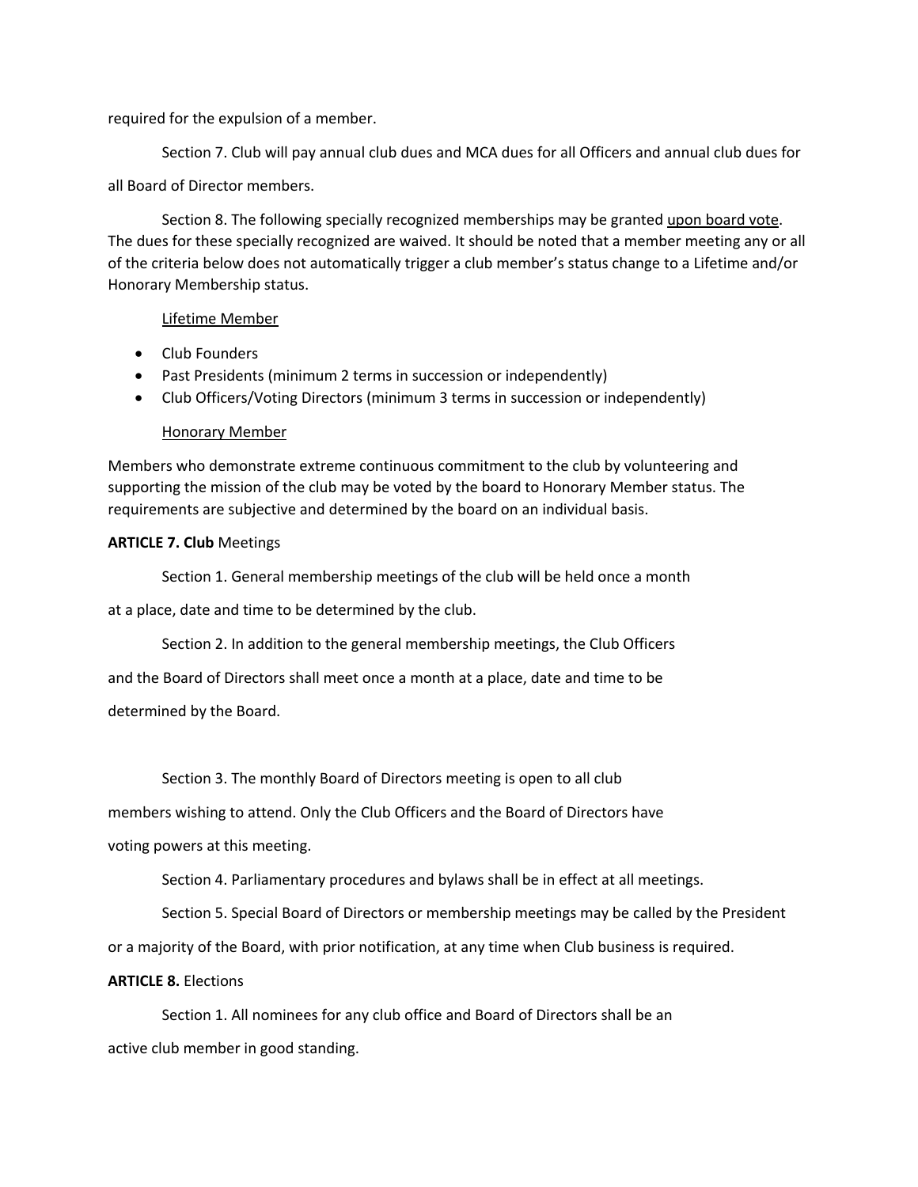required for the expulsion of a member.

Section 7. Club will pay annual club dues and MCA dues for all Officers and annual club dues for all Board of Director members.

Section 8. The following specially recognized memberships may be granted <u>upon board vote</u>. The dues for these specially recognized are waived. It should be noted that a member meeting any or all of the criteria below does not automatically trigger a club member's status change to a Lifetime and/or Honorary Membership status.

<u>Lifetime Member</u>

- Club Founders
- Past Presidents (minimum 2 terms in succession or independently)
- Club Officers/Voting Directors (minimum 3 terms in succession or independently)

<u>Honorary Member</u>

Members who demonstrate extreme continuous commitment to the club by volunteering and supporting the mission of the club may be voted by the board to Honorary Member status. The requirements are subjective and determined by the board on an individual basis.

**ARTICLE 7. Club** Meetings

Section 1. General membership meetings of the club will be held once a month at a place, date and time to be determined by the club.

Section 2. In addition to the general membership meetings, the Club Officers and the Board of Directors shall meet once a month at a place, date and time to be determined by the Board.

Section 3. The monthly Board of Directors meeting is open to all club members wishing to attend. Only the Club Officers and the Board of Directors have voting powers at this meeting.

Section 4. Parliamentary procedures and bylaws shall be in effect at all meetings.

Section 5. Special Board of Directors or membership meetings may be called by the President or a majority of the Board, with prior notification, at any time when Club business is required.

**ARTICLE 8.** Elections

Section 1. All nominees for any club office and Board of Directors shall be an active club member in good standing.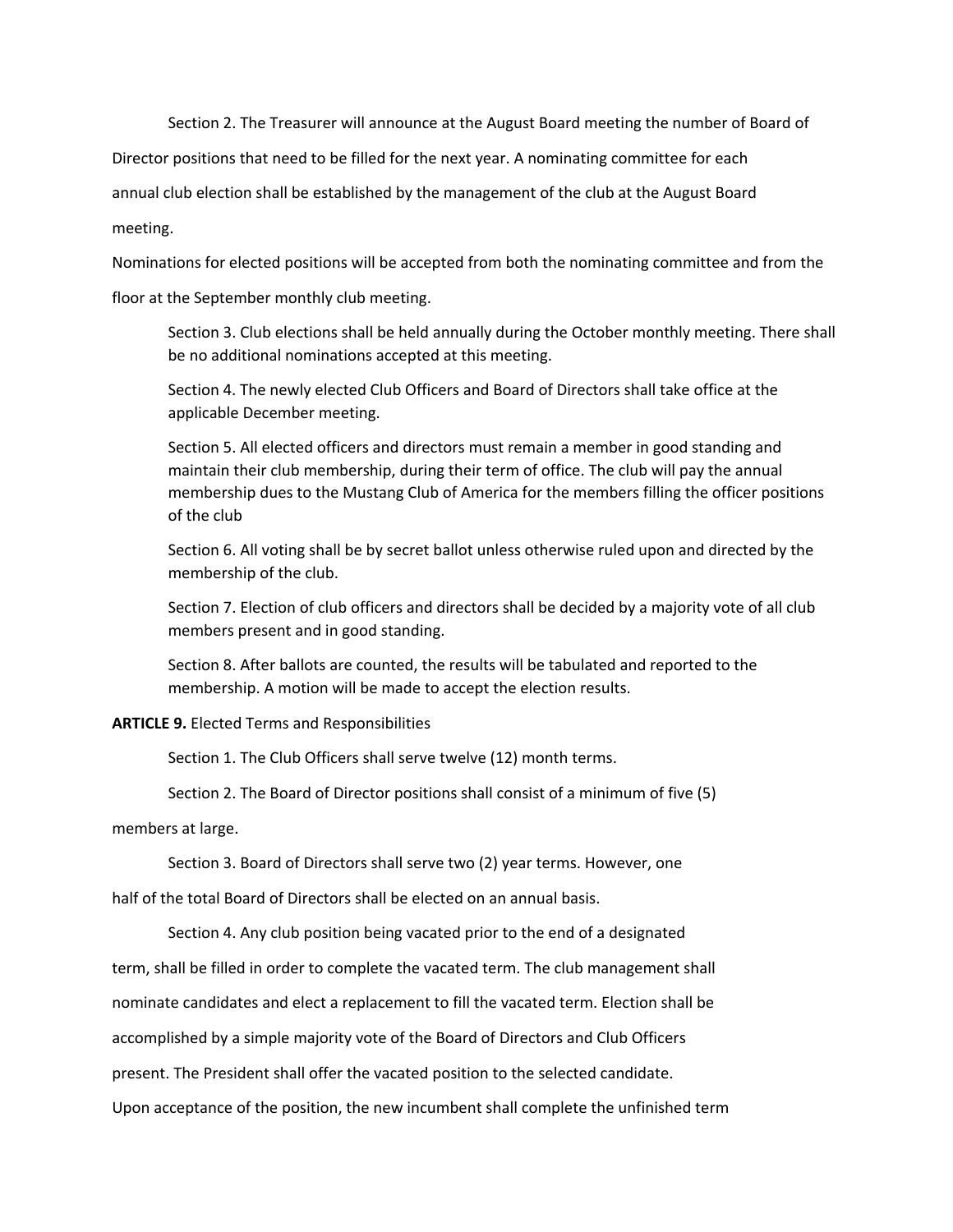Section 2. The Treasurer will announce at the August Board meeting the number of Board of Director positions that need to be filled for the next year. A nominating committee for each annual club election shall be established by the management of the club at the August Board meeting.

Nominations for elected positions will be accepted from both the nominating committee and from the floor at the September monthly club meeting.

Section 3. Club elections shall be held annually during the October monthly meeting. There shall be no additional nominations accepted at this meeting.

Section 4. The newly elected Club Officers and Board of Directors shall take office at the applicable December meeting.

Section 5. All elected officers and directors must remain a member in good standing and maintain their club membership, during their term of office. The club will pay the annual membership dues to the Mustang Club of America for the members filling the officer positions of the club

Section 6. All voting shall be by secret ballot unless otherwise ruled upon and directed by the membership of the club.

Section 7. Election of club officers and directors shall be decided by a majority vote of all club members present and in good standing.

Section 8. After ballots are counted, the results will be tabulated and reported to the membership. A motion will be made to accept the election results.

**ARTICLE 9.** Elected Terms and Responsibilities

Section 1. The Club Officers shall serve twelve (12) month terms.

Section 2. The Board of Director positions shall consist of a minimum of five (5) members at large.

Section 3. Board of Directors shall serve two (2) year terms. However, one half of the total Board of Directors shall be elected on an annual basis.

Section 4. Any club position being vacated prior to the end of a designated term, shall be filled in order to complete the vacated term. The club management shall nominate candidates and elect a replacement to fill the vacated term. Election shall be accomplished by a simple majority vote of the Board of Directors and Club Officers present. The President shall offer the vacated position to the selected candidate. Upon acceptance of the position, the new incumbent shall complete the unfinished term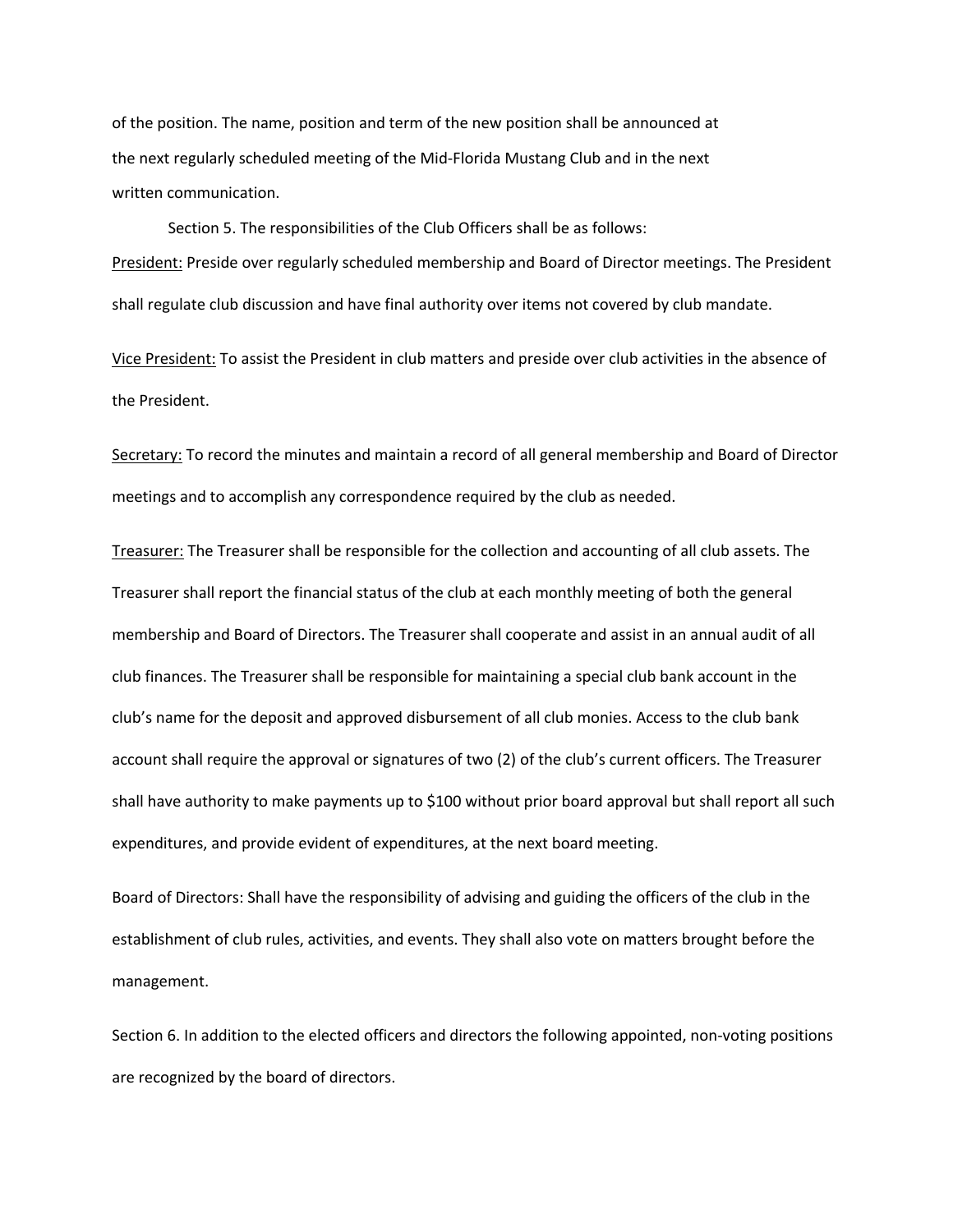of the position. The name, position and term of the new position shall be announced at the next regularly scheduled meeting of the Mid-Florida Mustang Club and in the next written communication.

Section 5. The responsibilities of the Club Officers shall be as follows:

President: Preside over regularly scheduled membership and Board of Director meetings. The President shall regulate club discussion and have final authority over items not covered by club mandate.

Vice President: To assist the President in club matters and preside over club activities in the absence of the President.

Secretary: To record the minutes and maintain a record of all general membership and Board of Director meetings and to accomplish any correspondence required by the club as needed.

Treasurer: The Treasurer shall be responsible for the collection and accounting of all club assets. The Treasurer shall report the financial status of the club at each monthly meeting of both the general membership and Board of Directors. The Treasurer shall cooperate and assist in an annual audit of all club finances. The Treasurer shall be responsible for maintaining a special club bank account in the club's name for the deposit and approved disbursement of all club monies. Access to the club bank account shall require the approval or signatures of two (2) of the club's current officers. The Treasurer shall have authority to make payments up to $100 without prior board approval but shall report all such expenditures, and provide evident of expenditures, at the next board meeting.

Board of Directors: Shall have the responsibility of advising and guiding the officers of the club in the establishment of club rules, activities, and events. They shall also vote on matters brought before the management.

Section 6. In addition to the elected officers and directors the following appointed, non-voting positions are recognized by the board of directors.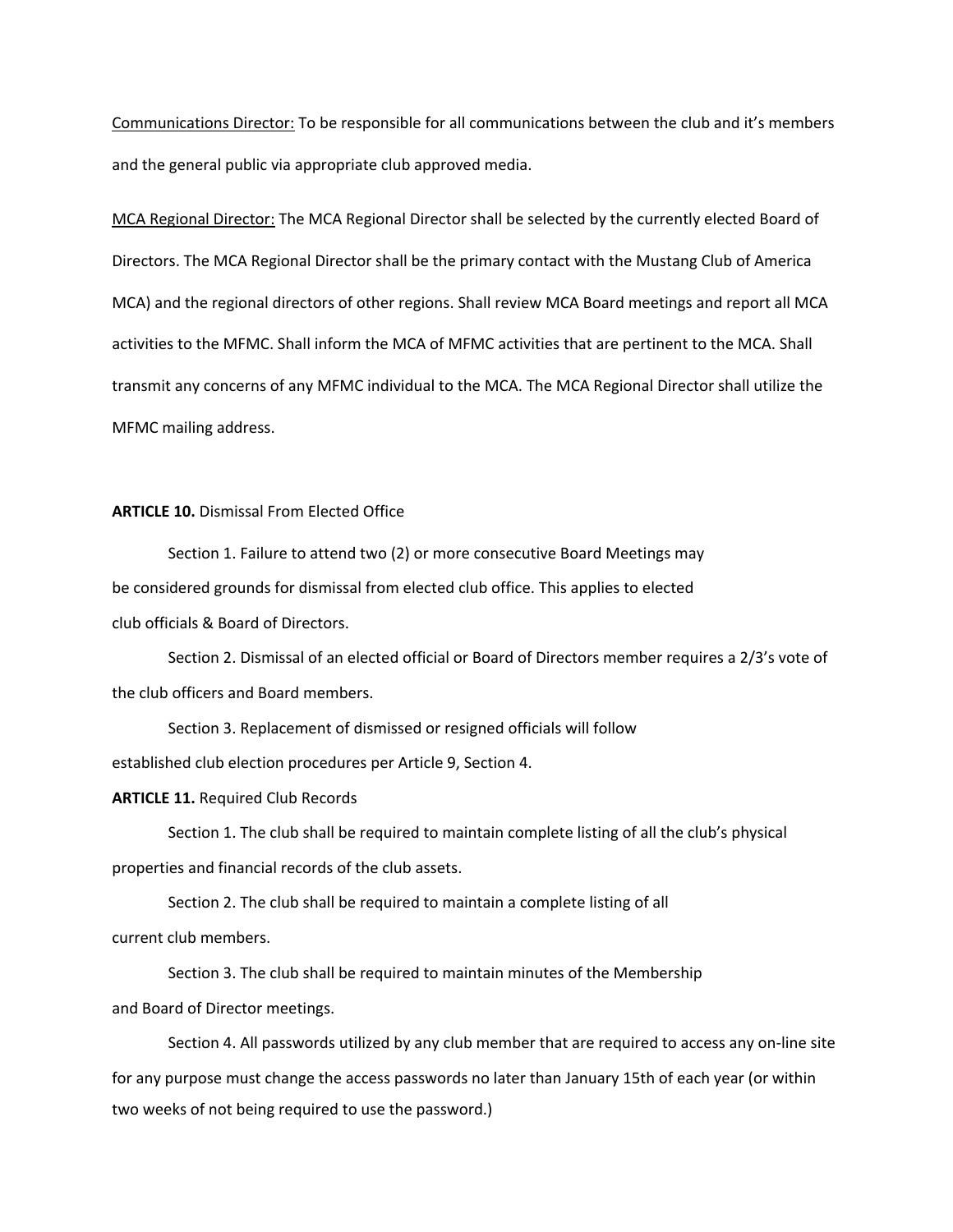<u>Communications Director:</u> To be responsible for all communications between the club and it's members and the general public via appropriate club approved media.

<u>MCA Regional Director:</u> The MCA Regional Director shall be selected by the currently elected Board of Directors. The MCA Regional Director shall be the primary contact with the Mustang Club of America MCA) and the regional directors of other regions. Shall review MCA Board meetings and report all MCA activities to the MFMC. Shall inform the MCA of MFMC activities that are pertinent to the MCA. Shall transmit any concerns of any MFMC individual to the MCA. The MCA Regional Director shall utilize the MFMC mailing address.

**ARTICLE 10.** Dismissal From Elected Office

Section 1. Failure to attend two (2) or more consecutive Board Meetings may be considered grounds for dismissal from elected club office. This applies to elected club officials & Board of Directors.

Section 2. Dismissal of an elected official or Board of Directors member requires a 2/3's vote of the club officers and Board members.

Section 3. Replacement of dismissed or resigned officials will follow established club election procedures per Article 9, Section 4.

**ARTICLE 11.** Required Club Records

Section 1. The club shall be required to maintain complete listing of all the club's physical properties and financial records of the club assets.

Section 2. The club shall be required to maintain a complete listing of all current club members.

Section 3. The club shall be required to maintain minutes of the Membership and Board of Director meetings.

Section 4. All passwords utilized by any club member that are required to access any on-line site for any purpose must change the access passwords no later than January 15th of each year (or within two weeks of not being required to use the password.)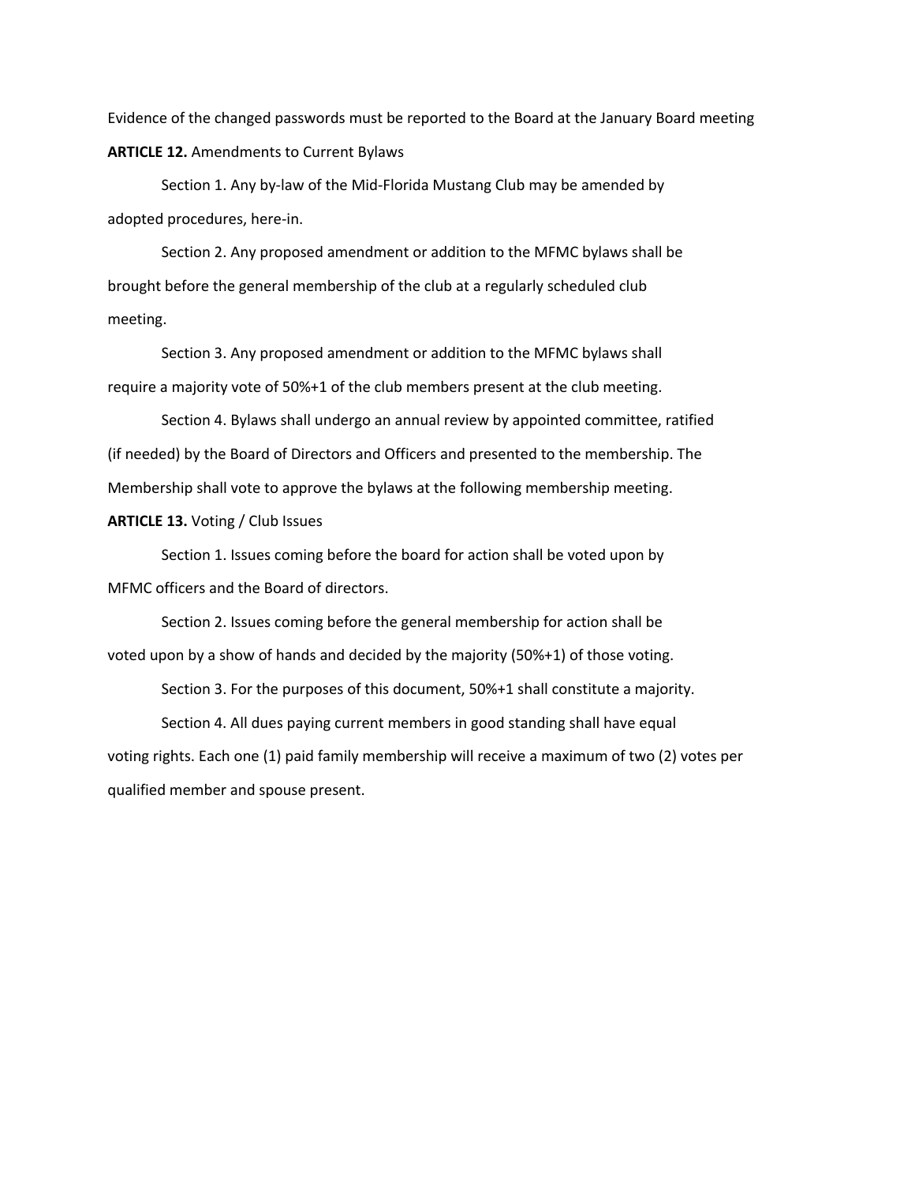Evidence of the changed passwords must be reported to the Board at the January Board meeting

**ARTICLE 12.** Amendments to Current Bylaws

Section 1. Any by-law of the Mid-Florida Mustang Club may be amended by adopted procedures, here-in.

Section 2. Any proposed amendment or addition to the MFMC bylaws shall be brought before the general membership of the club at a regularly scheduled club meeting.

Section 3. Any proposed amendment or addition to the MFMC bylaws shall require a majority vote of 50%+1 of the club members present at the club meeting.

Section 4. Bylaws shall undergo an annual review by appointed committee, ratified (if needed) by the Board of Directors and Officers and presented to the membership. The Membership shall vote to approve the bylaws at the following membership meeting.

**ARTICLE 13.** Voting / Club Issues

Section 1. Issues coming before the board for action shall be voted upon by MFMC officers and the Board of directors.

Section 2. Issues coming before the general membership for action shall be voted upon by a show of hands and decided by the majority (50%+1) of those voting.

Section 3. For the purposes of this document, 50%+1 shall constitute a majority.

Section 4. All dues paying current members in good standing shall have equal voting rights. Each one (1) paid family membership will receive a maximum of two (2) votes per qualified member and spouse present.